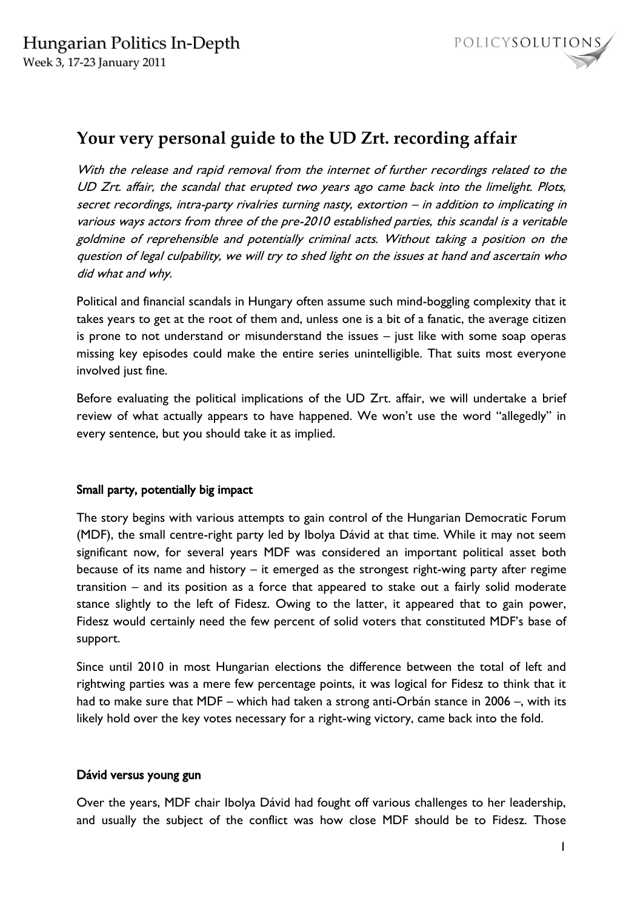# Your very personal guide to the UD Zrt. recording affair

*With the release and rapid removal from the internet of further recordings related to the UD Zrt. affair, the scandal that erupted two years ago came back into the limelight. Plots, secret recordings, intra-party rivalries turning nasty, extortion – in addition to implicating in various ways actors from three of the pre-2010 established parties, this scandal is a veritable goldmine of reprehensible and potentially criminal acts. Without taking a position on the question of legal culpability, we will try to shed light on the issues at hand and ascertain who did what and why.*

Political and financial scandals in Hungary often assume such mind-boggling complexity that it takes years to get at the root of them and, unless one is a bit of a fanatic, the average citizen is prone to not understand or misunderstand the issues – just like with some soap operas missing key episodes could make the entire series unintelligible. That suits most everyone involved just fine.

Before evaluating the political implications of the UD Zrt. affair, we will undertake a brief review of what actually appears to have happened. We won't use the word "allegedly" in every sentence, but you should take it as implied.

### Small party, potentially big impact

The story begins with various attempts to gain control of the Hungarian Democratic Forum (MDF), the small centre-right party led by Ibolya Dávid at that time. While it may not seem significant now, for several years MDF was considered an important political asset both because of its name and history – it emerged as the strongest right-wing party after regime transition – and its position as a force that appeared to stake out a fairly solid moderate stance slightly to the left of Fidesz. Owing to the latter, it appeared that to gain power, Fidesz would certainly need the few percent of solid voters that constituted MDF's base of support.

Since until 2010 in most Hungarian elections the difference between the total of left and rightwing parties was a mere few percentage points, it was logical for Fidesz to think that it had to make sure that MDF – which had taken a strong anti-Orbán stance in 2006 –, with its likely hold over the key votes necessary for a right-wing victory, came back into the fold.

### Dávid versus young gun

Over the years, MDF chair Ibolya Dávid had fought off various challenges to her leadership, and usually the subject of the conflict was how close MDF should be to Fidesz. Those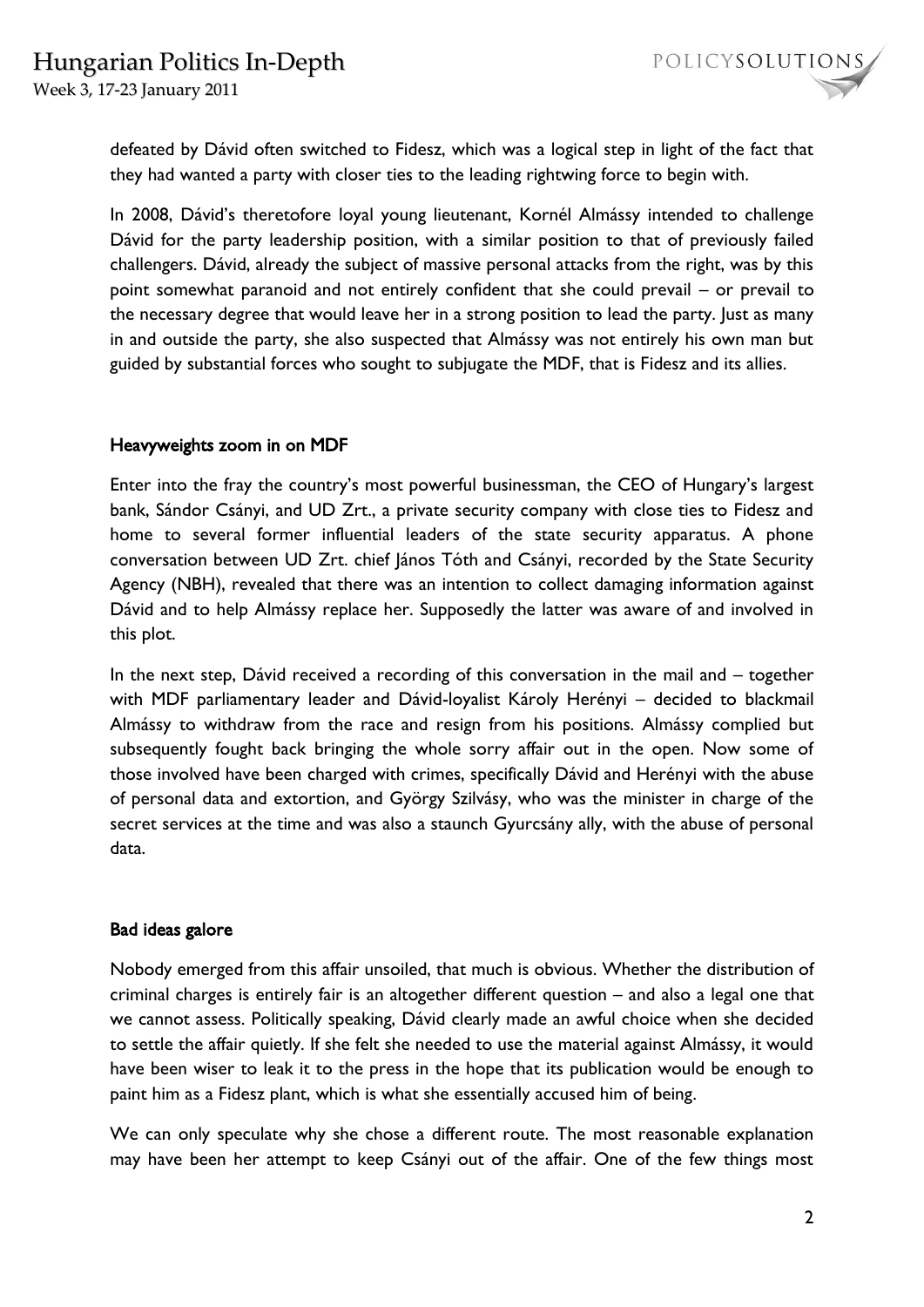defeated by Dávid often switched to Fidesz, which was a logical step in light of the fact that they had wanted a party with closer ties to the leading rightwing force to begin with.

In 2008, Dávid's theretofore loyal young lieutenant, Kornél Almássy intended to challenge Dávid for the party leadership position, with a similar position to that of previously failed challengers. Dávid, already the subject of massive personal attacks from the right, was by this point somewhat paranoid and not entirely confident that she could prevail – or prevail to the necessary degree that would leave her in a strong position to lead the party. Just as many in and outside the party, she also suspected that Almássy was not entirely his own man but guided by substantial forces who sought to subjugate the MDF, that is Fidesz and its allies.

## Heavyweights zoom in on MDF

Enter into the fray the country's most powerful businessman, the CEO of Hungary's largest bank, Sándor Csányi, and UD Zrt., a private security company with close ties to Fidesz and home to several former influential leaders of the state security apparatus. A phone conversation between UD Zrt. chief János Tóth and Csányi, recorded by the State Security Agency (NBH), revealed that there was an intention to collect damaging information against Dávid and to help Almássy replace her. Supposedly the latter was aware of and involved in this plot.

In the next step, Dávid received a recording of this conversation in the mail and – together with MDF parliamentary leader and Dávid-loyalist Károly Herényi – decided to blackmail Almássy to withdraw from the race and resign from his positions. Almássy complied but subsequently fought back bringing the whole sorry affair out in the open. Now some of those involved have been charged with crimes, specifically Dávid and Herényi with the abuse of personal data and extortion, and György Szilvásy, who was the minister in charge of the secret services at the time and was also a staunch Gyurcsány ally, with the abuse of personal data.

## Bad ideas galore

Nobody emerged from this affair unsoiled, that much is obvious. Whether the distribution of criminal charges is entirely fair is an altogether different question – and also a legal one that we cannot assess. Politically speaking, Dávid clearly made an awful choice when she decided to settle the affair quietly. If she felt she needed to use the material against Almássy, it would have been wiser to leak it to the press in the hope that its publication would be enough to paint him as a Fidesz plant, which is what she essentially accused him of being.

We can only speculate why she chose a different route. The most reasonable explanation may have been her attempt to keep Csányi out of the affair. One of the few things most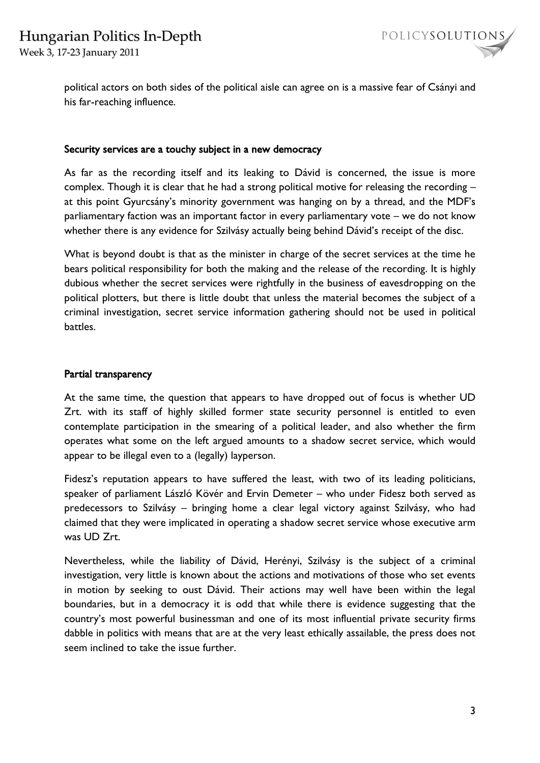political actors on both sides of the political aisle can agree on is a massive fear of Csányi and his far-reaching influence.

## Security services are a touchy subject in a new democracy

As far as the recording itself and its leaking to Dávid is concerned, the issue is more complex. Though it is clear that he had a strong political motive for releasing the recording – at this point Gyurcsány's minority government was hanging on by a thread, and the MDF's parliamentary faction was an important factor in every parliamentary vote – we do not know whether there is any evidence for Szilvásy actually being behind Dávid's receipt of the disc.

What is beyond doubt is that as the minister in charge of the secret services at the time he bears political responsibility for both the making and the release of the recording. It is highly dubious whether the secret services were rightfully in the business of eavesdropping on the political plotters, but there is little doubt that unless the material becomes the subject of a criminal investigation, secret service information gathering should not be used in political battles.

## Partial transparency

At the same time, the question that appears to have dropped out of focus is whether UD Zrt. with its staff of highly skilled former state security personnel is entitled to even contemplate participation in the smearing of a political leader, and also whether the firm operates what some on the left argued amounts to a shadow secret service, which would appear to be illegal even to a (legally) layperson.

Fidesz's reputation appears to have suffered the least, with two of its leading politicians, speaker of parliament László Kövér and Ervin Demeter – who under Fidesz both served as predecessors to Szilvásy – bringing home a clear legal victory against Szilvásy, who had claimed that they were implicated in operating a shadow secret service whose executive arm was UD Zrt.

Nevertheless, while the liability of Dávid, Herényi, Szilvásy is the subject of a criminal investigation, very little is known about the actions and motivations of those who set events in motion by seeking to oust Dávid. Their actions may well have been within the legal boundaries, but in a democracy it is odd that while there is evidence suggesting that the country's most powerful businessman and one of its most influential private security firms dabble in politics with means that are at the very least ethically assailable, the press does not seem inclined to take the issue further.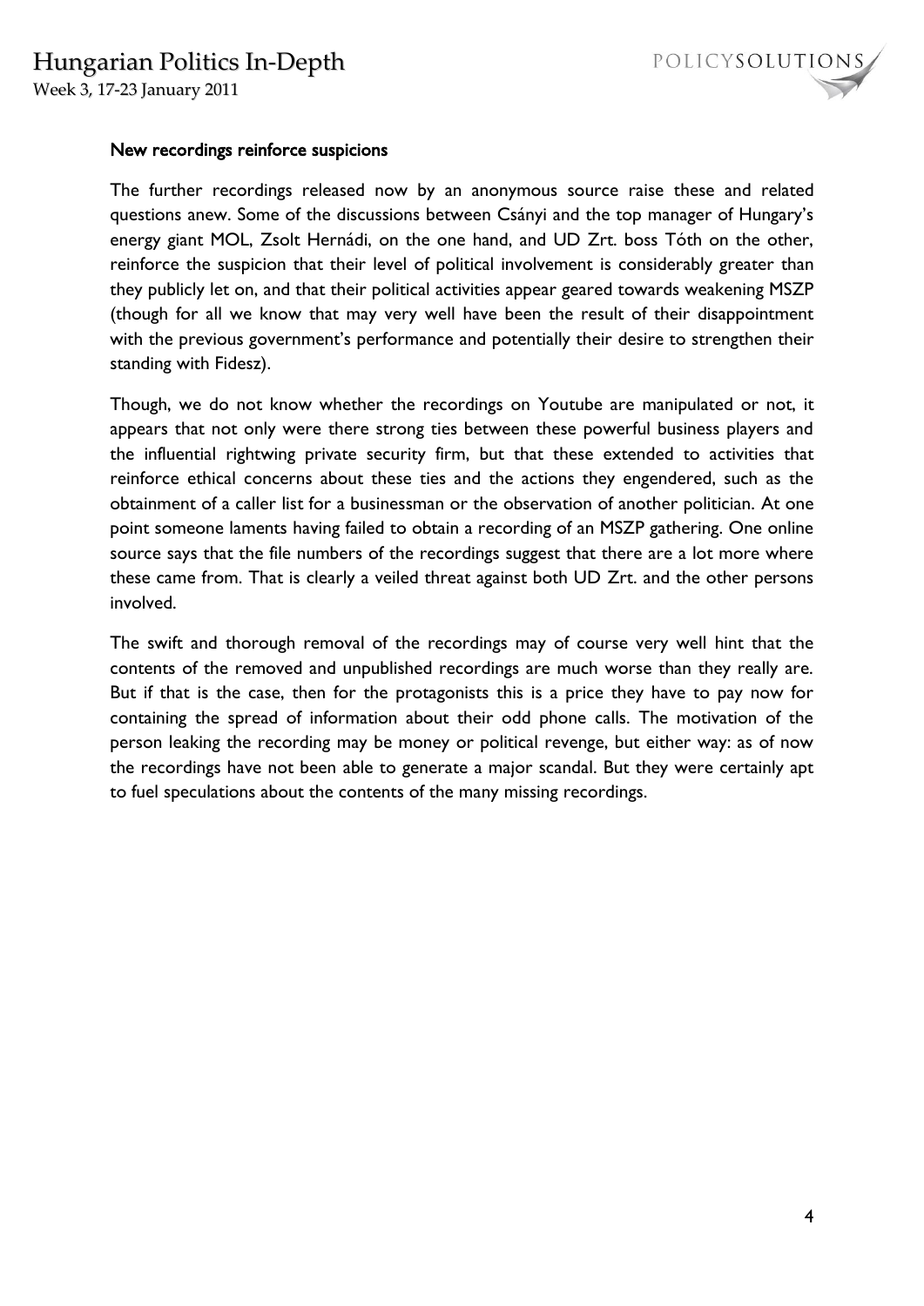### New recordings reinforce suspicions

The further recordings released now by an anonymous source raise these and related questions anew. Some of the discussions between Csányi and the top manager of Hungary's energy giant MOL, Zsolt Hernádi, on the one hand, and UD Zrt. boss Tóth on the other, reinforce the suspicion that their level of political involvement is considerably greater than they publicly let on, and that their political activities appear geared towards weakening MSZP (though for all we know that may very well have been the result of their disappointment with the previous government's performance and potentially their desire to strengthen their standing with Fidesz).

Though, we do not know whether the recordings on Youtube are manipulated or not, it appears that not only were there strong ties between these powerful business players and the influential rightwing private security firm, but that these extended to activities that reinforce ethical concerns about these ties and the actions they engendered, such as the obtainment of a caller list for a businessman or the observation of another politician. At one point someone laments having failed to obtain a recording of an MSZP gathering. One online source says that the file numbers of the recordings suggest that there are a lot more where these came from. That is clearly a veiled threat against both UD Zrt. and the other persons involved.

The swift and thorough removal of the recordings may of course very well hint that the contents of the removed and unpublished recordings are much worse than they really are. But if that is the case, then for the protagonists this is a price they have to pay now for containing the spread of information about their odd phone calls. The motivation of the person leaking the recording may be money or political revenge, but either way: as of now the recordings have not been able to generate a major scandal. But they were certainly apt to fuel speculations about the contents of the many missing recordings.